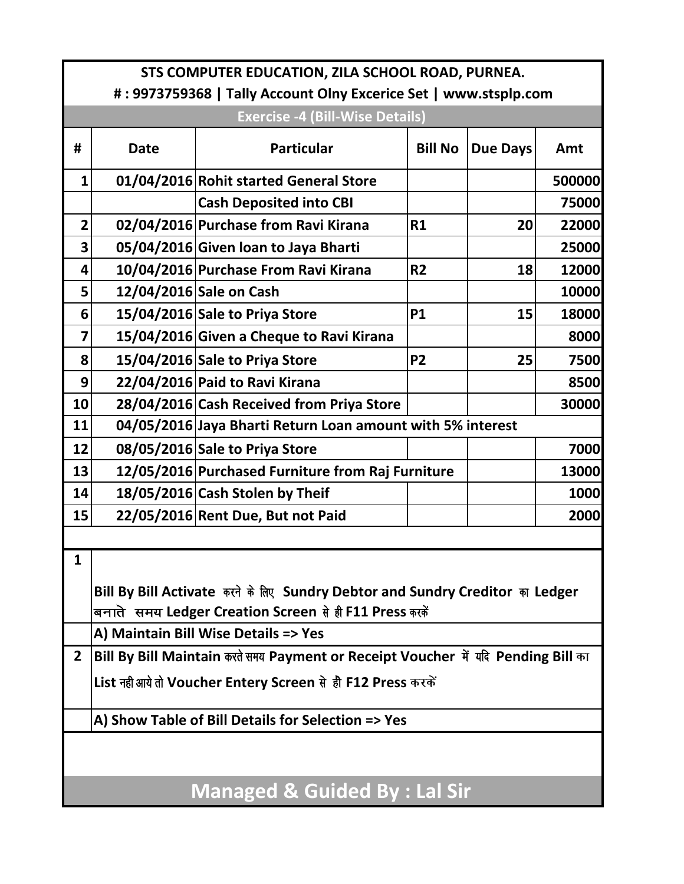**STS COMPUTER EDUCATION, ZILA SCHOOL ROAD, PURNEA.**

**# : 9973759368 | Tally Account Olny Excerice Set | www.stsplp.com**

## Exercise -4 (Bill-Wise Details)

| # | Date | Particular | Bill No | Due Days | Amt |
|---|---|---|---|---|---|
| 1 | 01/04/2016 | Rohit started General Store | | | 500000 |
| | | Cash Deposited into CBI | | | 75000 |
| 2 | 02/04/2016 | Purchase from Ravi Kirana | R1 | 20 | 22000 |
| 3 | 05/04/2016 | Given loan to Jaya Bharti | | | 25000 |
| 4 | 10/04/2016 | Purchase From Ravi Kirana | R2 | 18 | 12000 |
| 5 | 12/04/2016 | Sale on Cash | | | 10000 |
| 6 | 15/04/2016 | Sale to Priya Store | P1 | 15 | 18000 |
| 7 | 15/04/2016 | Given a Cheque to Ravi Kirana | | | 8000 |
| 8 | 15/04/2016 | Sale to Priya Store | P2 | 25 | 7500 |
| 9 | 22/04/2016 | Paid to Ravi Kirana | | | 8500 |
| 10 | 28/04/2016 | Cash Received from Priya Store | | | 30000 |
| 11 | 04/05/2016 | Jaya Bharti Return Loan amount with 5% interest | | | |
| 12 | 08/05/2016 | Sale to Priya Store | | | 7000 |
| 13 | 12/05/2016 | Purchased Furniture from Raj Furniture | | | 13000 |
| 14 | 18/05/2016 | Cash Stolen by Theif | | | 1000 |
| 15 | 22/05/2016 | Rent Due, But not Paid | | | 2000 |

**1** **Bill By Bill Activate करने के लिए Sundry Debtor and Sundry Creditor का Ledger बनाते समय Ledger Creation Screen से ही F11 Press करकें**

**A) Maintain Bill Wise Details => Yes**

**2** **Bill By Bill Maintain करते समय Payment or Receipt Voucher में यदि Pending Bill का List नही आये तो Voucher Entery Screen से ही F12 Press करकें**

**A) Show Table of Bill Details for Selection => Yes**

**Managed & Guided By : Lal Sir**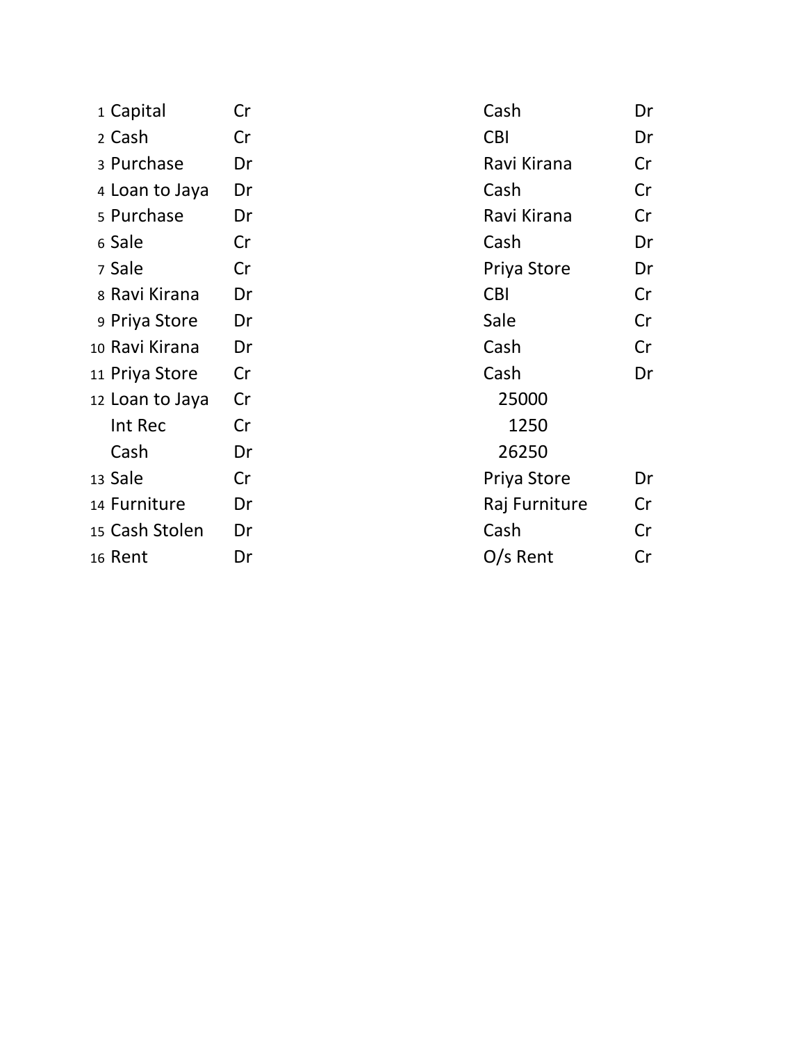| | | | | |
|---|---|---|---|---|
| 1 | Capital | Cr | Cash | Dr |
| 2 | Cash | Cr | CBI | Dr |
| 3 | Purchase | Dr | Ravi Kirana | Cr |
| 4 | Loan to Jaya | Dr | Cash | Cr |
| 5 | Purchase | Dr | Ravi Kirana | Cr |
| 6 | Sale | Cr | Cash | Dr |
| 7 | Sale | Cr | Priya Store | Dr |
| 8 | Ravi Kirana | Dr | CBI | Cr |
| 9 | Priya Store | Dr | Sale | Cr |
| 10 | Ravi Kirana | Dr | Cash | Cr |
| 11 | Priya Store | Cr | Cash | Dr |
| 12 | Loan to Jaya | Cr | 25000 | |
| | Int Rec | Cr | 1250 | |
| | Cash | Dr | 26250 | |
| 13 | Sale | Cr | Priya Store | Dr |
| 14 | Furniture | Dr | Raj Furniture | Cr |
| 15 | Cash Stolen | Dr | Cash | Cr |
| 16 | Rent | Dr | O/s Rent | Cr |